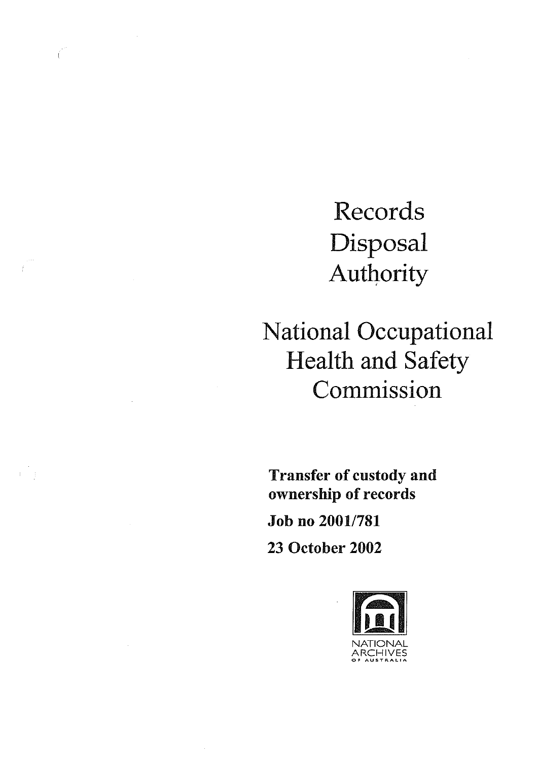# Records Disposal Authority

# National Occupational Health and Safety Commission

**Transfer of custody and ownership of records**

**Job no 2001/781**

**23 October 2002**

NATIONAL ARCHIVES OF AUSTRALIA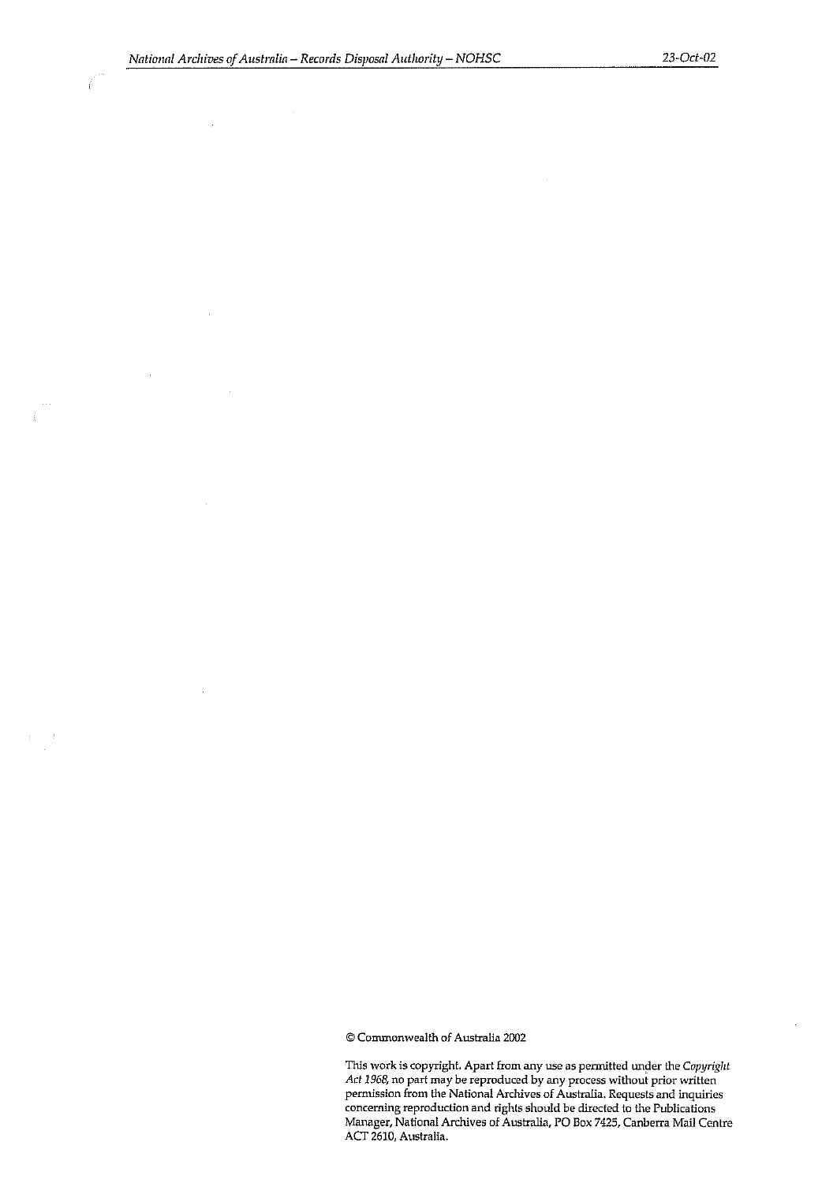© Commonwealth of Australia 2002

This work is copyright. Apart from any use as permitted under the *Copyright Act 1968*, no part may be reproduced by any process without prior written permission from the National Archives of Australia. Requests and inquiries concerning reproduction and rights should be directed to the Publications Manager, National Archives of Australia, PO Box 7425, Canberra Mail Centre ACT 2610, Australia.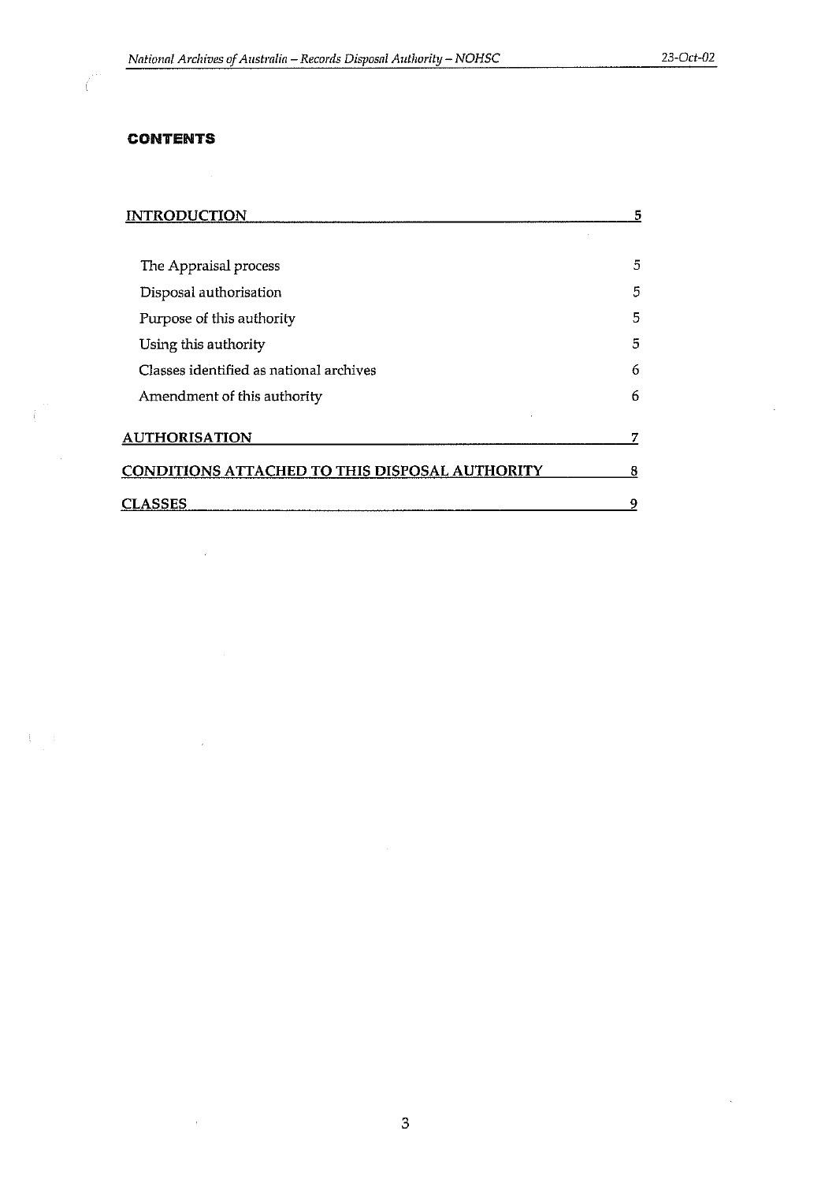## CONTENTS

| | |
|---|---|
| **INTRODUCTION** | **5** |
| The Appraisal process | 5 |
| Disposal authorisation | 5 |
| Purpose of this authority | 5 |
| Using this authority | 5 |
| Classes identified as national archives | 6 |
| Amendment of this authority | 6 |
| **AUTHORISATION** | **7** |
| **CONDITIONS ATTACHED TO THIS DISPOSAL AUTHORITY** | **8** |
| **CLASSES** | **9** |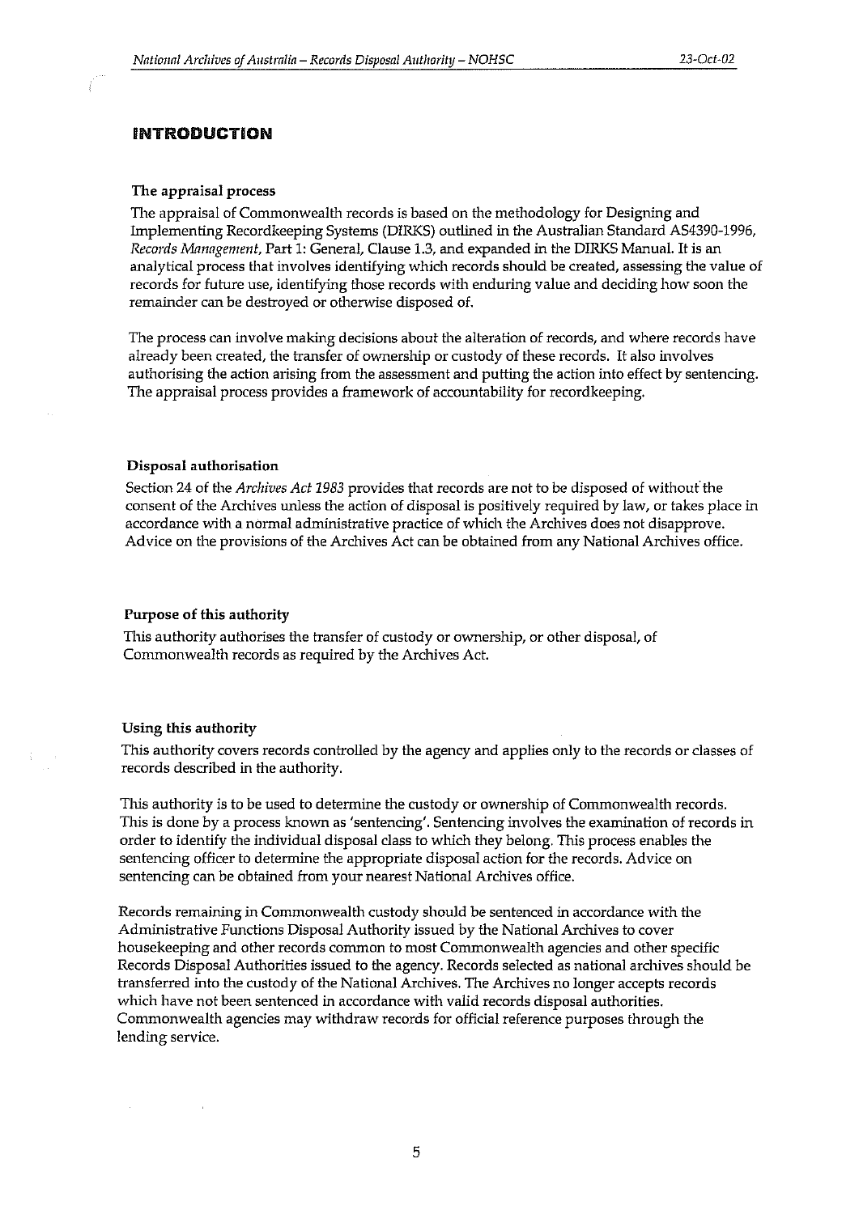# INTRODUCTION

### The appraisal process

The appraisal of Commonwealth records is based on the methodology for Designing and Implementing Recordkeeping Systems (DIRKS) outlined in the Australian Standard AS4390-1996, *Records Management*, Part 1: General, Clause 1.3, and expanded in the DIRKS Manual. It is an analytical process that involves identifying which records should be created, assessing the value of records for future use, identifying those records with enduring value and deciding how soon the remainder can be destroyed or otherwise disposed of.

The process can involve making decisions about the alteration of records, and where records have already been created, the transfer of ownership or custody of these records. It also involves authorising the action arising from the assessment and putting the action into effect by sentencing. The appraisal process provides a framework of accountability for recordkeeping.

### Disposal authorisation

Section 24 of the *Archives Act 1983* provides that records are not to be disposed of without the consent of the Archives unless the action of disposal is positively required by law, or takes place in accordance with a normal administrative practice of which the Archives does not disapprove. Advice on the provisions of the Archives Act can be obtained from any National Archives office.

### Purpose of this authority

This authority authorises the transfer of custody or ownership, or other disposal, of Commonwealth records as required by the Archives Act.

### Using this authority

This authority covers records controlled by the agency and applies only to the records or classes of records described in the authority.

This authority is to be used to determine the custody or ownership of Commonwealth records. This is done by a process known as 'sentencing'. Sentencing involves the examination of records in order to identify the individual disposal class to which they belong. This process enables the sentencing officer to determine the appropriate disposal action for the records. Advice on sentencing can be obtained from your nearest National Archives office.

Records remaining in Commonwealth custody should be sentenced in accordance with the Administrative Functions Disposal Authority issued by the National Archives to cover housekeeping and other records common to most Commonwealth agencies and other specific Records Disposal Authorities issued to the agency. Records selected as national archives should be transferred into the custody of the National Archives. The Archives no longer accepts records which have not been sentenced in accordance with valid records disposal authorities. Commonwealth agencies may withdraw records for official reference purposes through the lending service.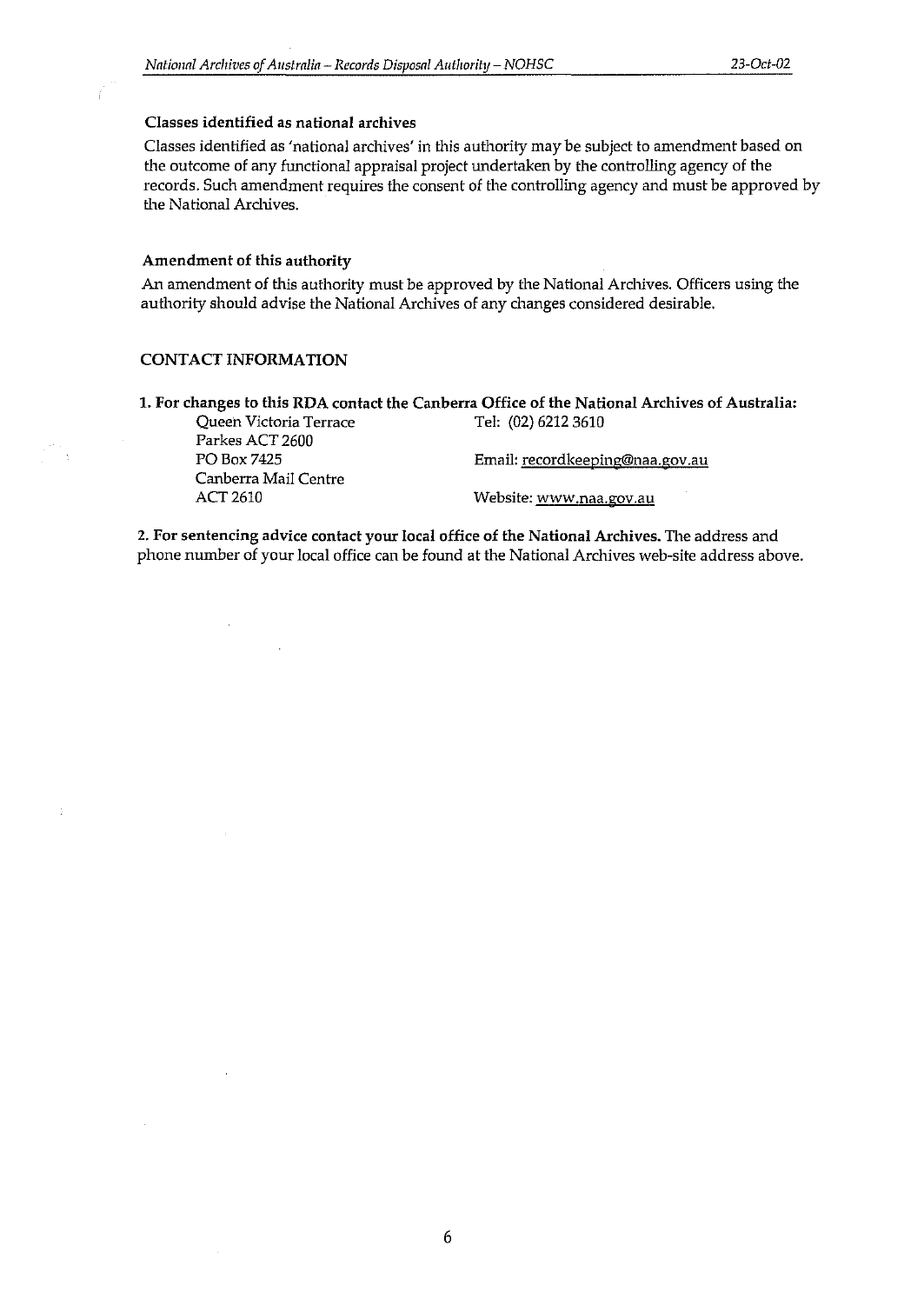### Classes identified as national archives

Classes identified as 'national archives' in this authority may be subject to amendment based on the outcome of any functional appraisal project undertaken by the controlling agency of the records. Such amendment requires the consent of the controlling agency and must be approved by the National Archives.

### Amendment of this authority

An amendment of this authority must be approved by the National Archives. Officers using the authority should advise the National Archives of any changes considered desirable.

## CONTACT INFORMATION

**1. For changes to this RDA contact the Canberra Office of the National Archives of Australia:**

Queen Victoria Terrace
Parkes ACT 2600
PO Box 7425
Canberra Mail Centre
ACT 2610

Tel: (02) 6212 3610

Email: recordkeeping@naa.gov.au

Website: www.naa.gov.au

**2. For sentencing advice contact your local office of the National Archives.** The address and phone number of your local office can be found at the National Archives web-site address above.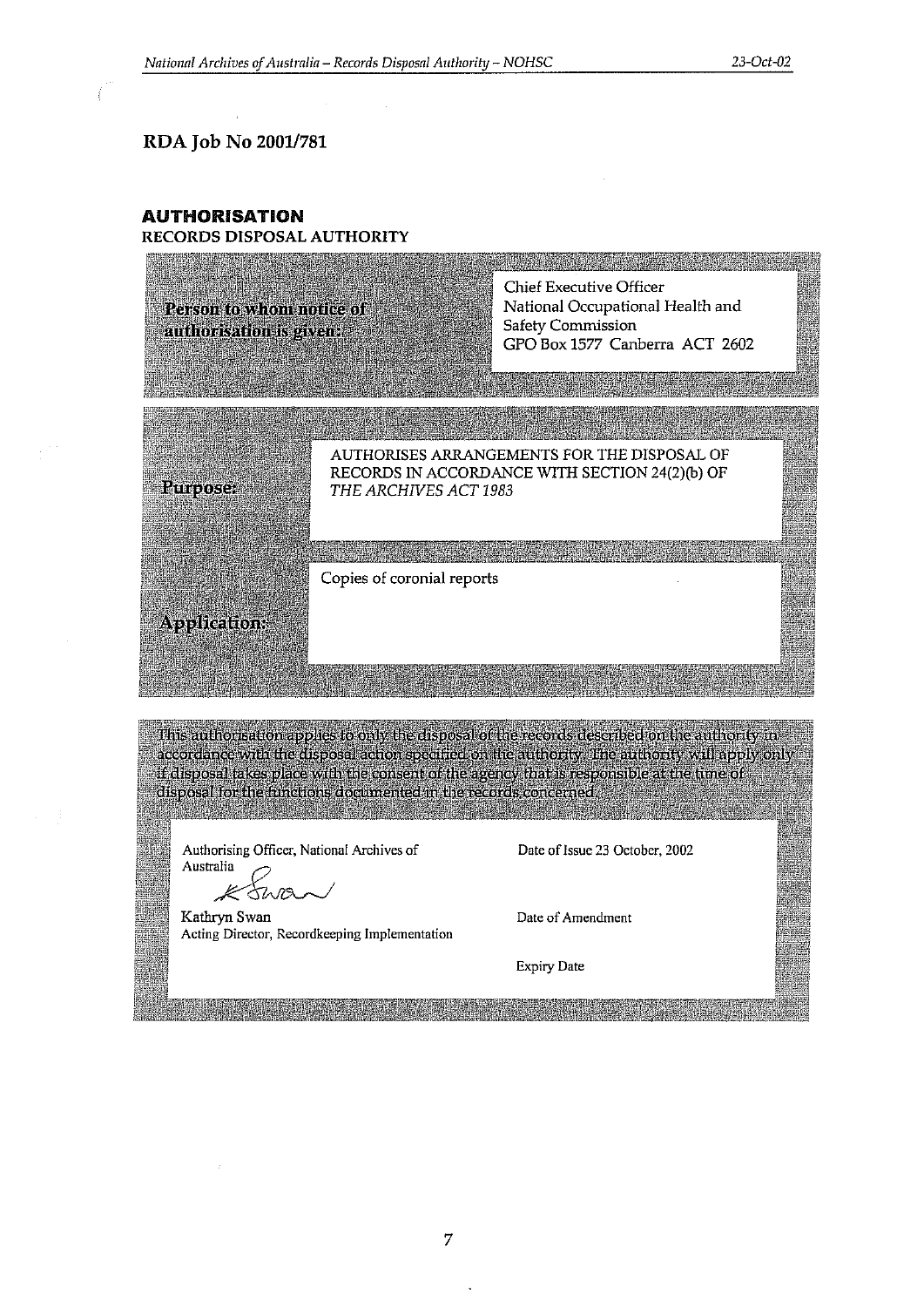**RDA Job No 2001/781**

## AUTHORISATION

**RECORDS DISPOSAL AUTHORITY**

| | |
|---|---|
| **Person to whom notice of authorisation is given:** | Chief Executive Officer<br>National Occupational Health and Safety Commission<br>GPO Box 1577 Canberra ACT 2602 |
| **Purpose:** | AUTHORISES ARRANGEMENTS FOR THE DISPOSAL OF RECORDS IN ACCORDANCE WITH SECTION 24(2)(b) OF *THE ARCHIVES ACT 1983* |
| **Application:** | Copies of coronial reports |

This authorisation applies to only the disposal of the records described on the authority in accordance with the disposal action specified on the authority. The authority will apply only if disposal takes place with the consent of the agency that is responsible at the time of disposal for the functions documented in the records concerned.

| | |
|---|---|
| Authorising Officer, National Archives of Australia | Date of Issue 23 October, 2002 |
| Kathryn Swan<br>Acting Director, Recordkeeping Implementation | Date of Amendment |
| | Expiry Date |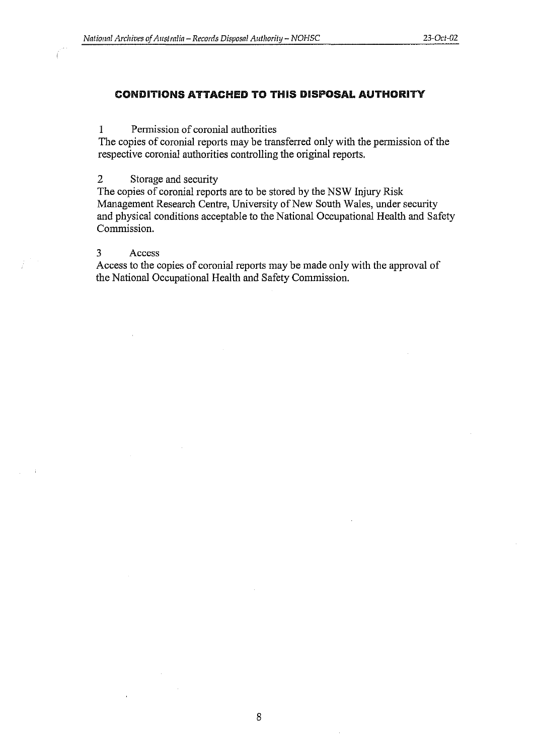## CONDITIONS ATTACHED TO THIS DISPOSAL AUTHORITY

1 Permission of coronial authorities

The copies of coronial reports may be transferred only with the permission of the respective coronial authorities controlling the original reports.

2 Storage and security

The copies of coronial reports are to be stored by the NSW Injury Risk Management Research Centre, University of New South Wales, under security and physical conditions acceptable to the National Occupational Health and Safety Commission.

3 Access

Access to the copies of coronial reports may be made only with the approval of the National Occupational Health and Safety Commission.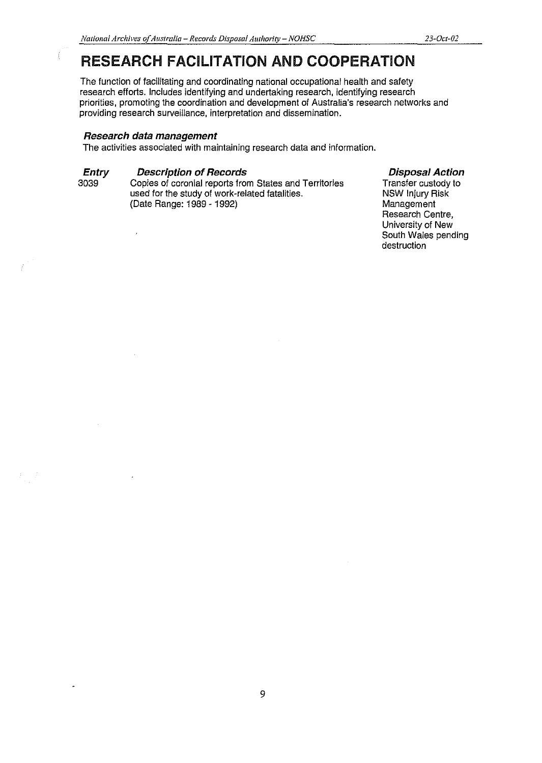# RESEARCH FACILITATION AND COOPERATION

The function of facilitating and coordinating national occupational health and safety research efforts. Includes identifying and undertaking research, identifying research priorities, promoting the coordination and development of Australia's research networks and providing research surveillance, interpretation and dissemination.

### *Research data management*

The activities associated with maintaining research data and information.

| *Entry* | *Description of Records* | *Disposal Action* |
|---|---|---|
| 3039 | Copies of coronial reports from States and Territories used for the study of work-related fatalities. (Date Range: 1989 - 1992) | Transfer custody to NSW Injury Risk Management Research Centre, University of New South Wales pending destruction |